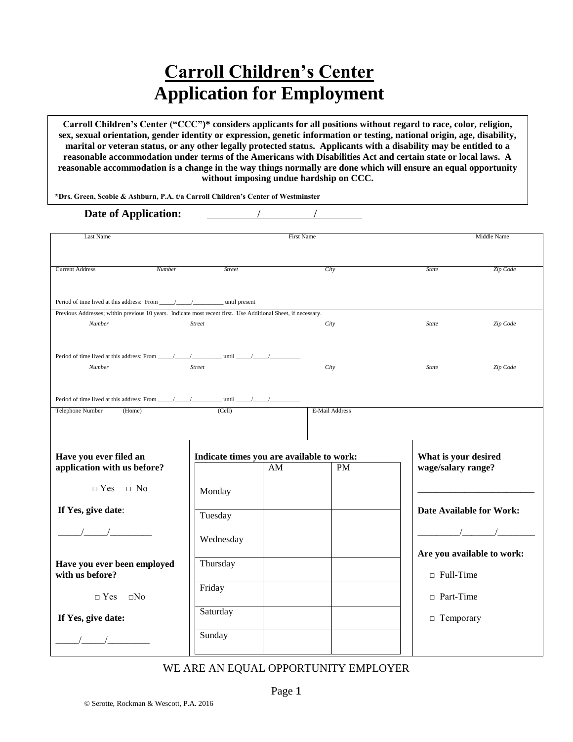# Carroll Children's Center
# Application for Employment

**Carroll Children's Center ("CCC")\* considers applicants for all positions without regard to race, color, religion, sex, sexual orientation, gender identity or expression, genetic information or testing, national origin, age, disability, marital or veteran status, or any other legally protected status. Applicants with a disability may be entitled to a reasonable accommodation under terms of the Americans with Disabilities Act and certain state or local laws. A reasonable accommodation is a change in the way things normally are done which will ensure an equal opportunity without imposing undue hardship on CCC.**

**\*Drs. Green, Scobie & Ashburn, P.A. t/a Carroll Children's Center of Westminster**

**Date of Application:** ______/______/______

| Last Name | First Name | Middle Name |
|---|---|---|
| | | |

| Current Address | *Number* | *Street* | *City* | *State* | *Zip Code* |
|---|---|---|---|---|---|
| | | | | | |

Period of time lived at this address: From _____/_____/_________ until present

Previous Addresses; within previous 10 years. Indicate most recent first. Use Additional Sheet, if necessary.

| *Number* | *Street* | *City* | *State* | *Zip Code* |
|---|---|---|---|---|
| | | | | |

Period of time lived at this address: From _____/_____/_________ until _____/_____/_________

| *Number* | *Street* | *City* | *State* | *Zip Code* |
|---|---|---|---|---|
| | | | | |

Period of time lived at this address: From _____/_____/_________ until _____/_____/_________

| Telephone Number (Home) | (Cell) | E-Mail Address |
|---|---|---|
| | | |

**Have you ever filed an application with us before?**

□ Yes □ No

**If Yes, give date**: _____/_____/_________

**Have you ever been employed with us before?**

□ Yes □No

**If Yes, give date:** _____/_____/_________

**Indicate times you are available to work:**

| | AM | PM |
|---|---|---|
| Monday | | |
| Tuesday | | |
| Wednesday | | |
| Thursday | | |
| Friday | | |
| Saturday | | |
| Sunday | | |

**What is your desired wage/salary range?**

_________________________

**Date Available for Work:**

_________/_______/________

**Are you available to work:**

□ Full-Time

□ Part-Time

□ Temporary

WE ARE AN EQUAL OPPORTUNITY EMPLOYER

© Serotte, Rockman & Wescott, P.A. 2016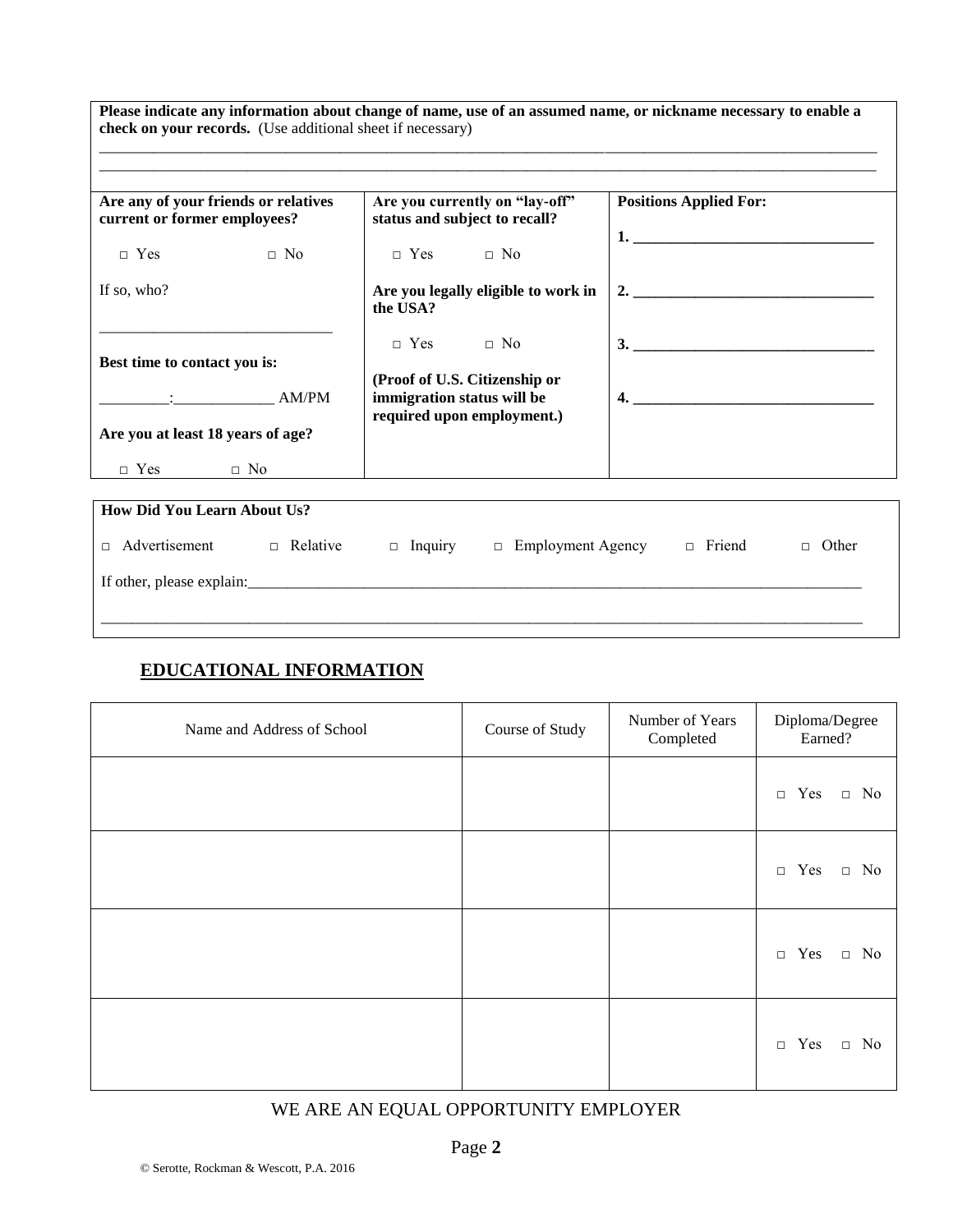**Please indicate any information about change of name, use of an assumed name, or nickname necessary to enable a check on your records.** (Use additional sheet if necessary)

_______________________________________________________________________________________________

_______________________________________________________________________________________________

| **Are any of your friends or relatives current or former employees?** | **Are you currently on "lay-off" status and subject to recall?** | **Positions Applied For:** |
|---|---|---|
| □ Yes □ No | □ Yes □ No | **1.** _______________________________ |
| If so, who? ______________________________ | **Are you legally eligible to work in the USA?** | **2.** _______________________________ |
| **Best time to contact you is:** _________:_____________ AM/PM | □ Yes □ No | **3.** _______________________________ |
| **Are you at least 18 years of age?** | **(Proof of U.S. Citizenship or immigration status will be required upon employment.)** | **4.** _______________________________ |
| □ Yes □ No | | |

**How Did You Learn About Us?**

□ Advertisement □ Relative □ Inquiry □ Employment Agency □ Friend □ Other

If other, please explain:_________________________________________________________________________

_______________________________________________________________________________________________

## EDUCATIONAL INFORMATION

| Name and Address of School | Course of Study | Number of Years Completed | Diploma/Degree Earned? |
|---|---|---|---|
| | | | □ Yes □ No |
| | | | □ Yes □ No |
| | | | □ Yes □ No |
| | | | □ Yes □ No |

WE ARE AN EQUAL OPPORTUNITY EMPLOYER

© Serotte, Rockman & Wescott, P.A. 2016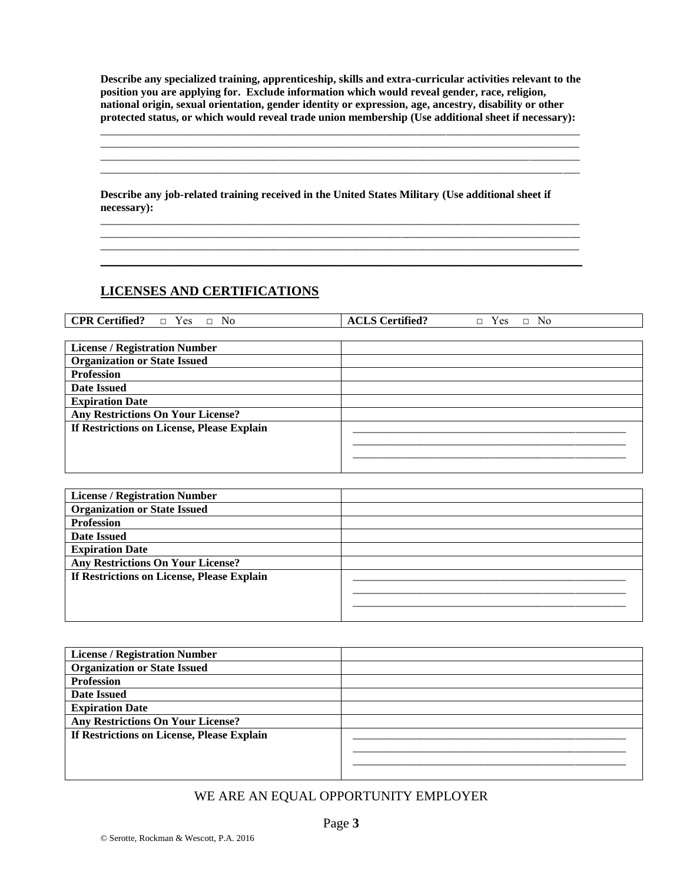**Describe any specialized training, apprenticeship, skills and extra-curricular activities relevant to the position you are applying for. Exclude information which would reveal gender, race, religion, national origin, sexual orientation, gender identity or expression, age, ancestry, disability or other protected status, or which would reveal trade union membership (Use additional sheet if necessary):**

______________________________________________________________________________
______________________________________________________________________________
______________________________________________________________________________
______________________________________________________________________________

**Describe any job-related training received in the United States Military (Use additional sheet if necessary):**

______________________________________________________________________________
______________________________________________________________________________
______________________________________________________________________________
______________________________________________________________________________

## LICENSES AND CERTIFICATIONS

| **CPR Certified?** □ Yes □ No | **ACLS Certified?** □ Yes □ No |
|---|---|

| **License / Registration Number** | |
|---|---|
| **Organization or State Issued** | |
| **Profession** | |
| **Date Issued** | |
| **Expiration Date** | |
| **Any Restrictions On Your License?** | |
| **If Restrictions on License, Please Explain** | ______________________________ ______________________________ ______________________________ |

| **License / Registration Number** | |
|---|---|
| **Organization or State Issued** | |
| **Profession** | |
| **Date Issued** | |
| **Expiration Date** | |
| **Any Restrictions On Your License?** | |
| **If Restrictions on License, Please Explain** | ______________________________ ______________________________ ______________________________ |

| **License / Registration Number** | |
|---|---|
| **Organization or State Issued** | |
| **Profession** | |
| **Date Issued** | |
| **Expiration Date** | |
| **Any Restrictions On Your License?** | |
| **If Restrictions on License, Please Explain** | ______________________________ ______________________________ ______________________________ |

WE ARE AN EQUAL OPPORTUNITY EMPLOYER

© Serotte, Rockman & Wescott, P.A. 2016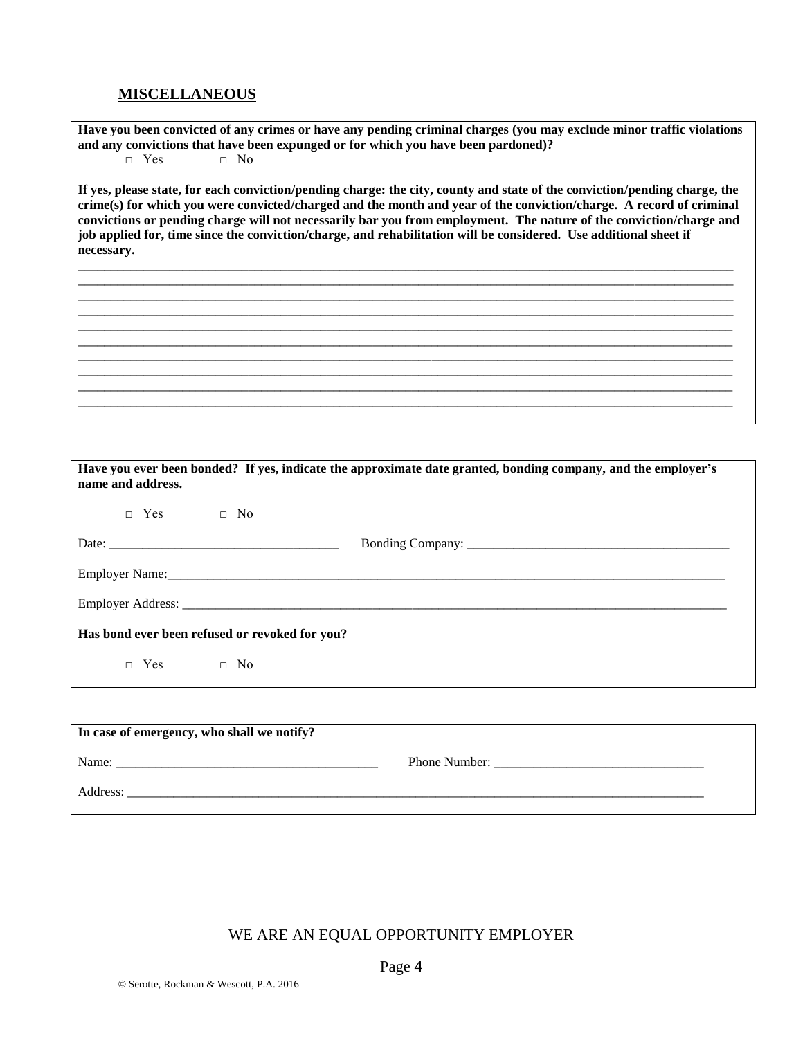## MISCELLANEOUS

**Have you been convicted of any crimes or have any pending criminal charges (you may exclude minor traffic violations and any convictions that have been expunged or for which you have been pardoned)?**

□ Yes □ No

**If yes, please state, for each conviction/pending charge: the city, county and state of the conviction/pending charge, the crime(s) for which you were convicted/charged and the month and year of the conviction/charge. A record of criminal convictions or pending charge will not necessarily bar you from employment. The nature of the conviction/charge and job applied for, time since the conviction/charge, and rehabilitation will be considered. Use additional sheet if necessary.**

\_\_\_\_\_\_\_\_\_\_\_\_\_\_\_\_\_\_\_\_\_\_\_\_\_\_\_\_\_\_\_\_\_\_\_\_\_\_\_\_\_\_\_\_\_\_\_\_\_\_\_\_\_\_\_\_\_\_\_\_\_\_\_\_\_\_\_\_\_\_\_\_\_\_\_\_\_\_

\_\_\_\_\_\_\_\_\_\_\_\_\_\_\_\_\_\_\_\_\_\_\_\_\_\_\_\_\_\_\_\_\_\_\_\_\_\_\_\_\_\_\_\_\_\_\_\_\_\_\_\_\_\_\_\_\_\_\_\_\_\_\_\_\_\_\_\_\_\_\_\_\_\_\_\_\_\_

\_\_\_\_\_\_\_\_\_\_\_\_\_\_\_\_\_\_\_\_\_\_\_\_\_\_\_\_\_\_\_\_\_\_\_\_\_\_\_\_\_\_\_\_\_\_\_\_\_\_\_\_\_\_\_\_\_\_\_\_\_\_\_\_\_\_\_\_\_\_\_\_\_\_\_\_\_\_

\_\_\_\_\_\_\_\_\_\_\_\_\_\_\_\_\_\_\_\_\_\_\_\_\_\_\_\_\_\_\_\_\_\_\_\_\_\_\_\_\_\_\_\_\_\_\_\_\_\_\_\_\_\_\_\_\_\_\_\_\_\_\_\_\_\_\_\_\_\_\_\_\_\_\_\_\_\_

\_\_\_\_\_\_\_\_\_\_\_\_\_\_\_\_\_\_\_\_\_\_\_\_\_\_\_\_\_\_\_\_\_\_\_\_\_\_\_\_\_\_\_\_\_\_\_\_\_\_\_\_\_\_\_\_\_\_\_\_\_\_\_\_\_\_\_\_\_\_\_\_\_\_\_\_\_\_

\_\_\_\_\_\_\_\_\_\_\_\_\_\_\_\_\_\_\_\_\_\_\_\_\_\_\_\_\_\_\_\_\_\_\_\_\_\_\_\_\_\_\_\_\_\_\_\_\_\_\_\_\_\_\_\_\_\_\_\_\_\_\_\_\_\_\_\_\_\_\_\_\_\_\_\_\_\_

\_\_\_\_\_\_\_\_\_\_\_\_\_\_\_\_\_\_\_\_\_\_\_\_\_\_\_\_\_\_\_\_\_\_\_\_\_\_\_\_\_\_\_\_\_\_\_\_\_\_\_\_\_\_\_\_\_\_\_\_\_\_\_\_\_\_\_\_\_\_\_\_\_\_\_\_\_\_

\_\_\_\_\_\_\_\_\_\_\_\_\_\_\_\_\_\_\_\_\_\_\_\_\_\_\_\_\_\_\_\_\_\_\_\_\_\_\_\_\_\_\_\_\_\_\_\_\_\_\_\_\_\_\_\_\_\_\_\_\_\_\_\_\_\_\_\_\_\_\_\_\_\_\_\_\_\_

\_\_\_\_\_\_\_\_\_\_\_\_\_\_\_\_\_\_\_\_\_\_\_\_\_\_\_\_\_\_\_\_\_\_\_\_\_\_\_\_\_\_\_\_\_\_\_\_\_\_\_\_\_\_\_\_\_\_\_\_\_\_\_\_\_\_\_\_\_\_\_\_\_\_\_\_\_\_

\_\_\_\_\_\_\_\_\_\_\_\_\_\_\_\_\_\_\_\_\_\_\_\_\_\_\_\_\_\_\_\_\_\_\_\_\_\_\_\_\_\_\_\_\_\_\_\_\_\_\_\_\_\_\_\_\_\_\_\_\_\_\_\_\_\_\_\_\_\_\_\_\_\_\_\_\_\_

**Have you ever been bonded? If yes, indicate the approximate date granted, bonding company, and the employer's name and address.**

□ Yes □ No

Date: \_\_\_\_\_\_\_\_\_\_\_\_\_\_\_\_\_\_\_\_\_\_\_\_\_\_\_\_\_\_\_\_\_\_ Bonding Company: \_\_\_\_\_\_\_\_\_\_\_\_\_\_\_\_\_\_\_\_\_\_\_\_\_\_\_\_\_\_\_\_\_\_\_\_\_\_

Employer Name:\_\_\_\_\_\_\_\_\_\_\_\_\_\_\_\_\_\_\_\_\_\_\_\_\_\_\_\_\_\_\_\_\_\_\_\_\_\_\_\_\_\_\_\_\_\_\_\_\_\_\_\_\_\_\_\_\_\_\_\_\_\_\_\_\_\_\_\_\_\_\_\_\_\_\_

Employer Address: \_\_\_\_\_\_\_\_\_\_\_\_\_\_\_\_\_\_\_\_\_\_\_\_\_\_\_\_\_\_\_\_\_\_\_\_\_\_\_\_\_\_\_\_\_\_\_\_\_\_\_\_\_\_\_\_\_\_\_\_\_\_\_\_\_\_\_\_\_\_\_\_\_

**Has bond ever been refused or revoked for you?**

□ Yes □ No

**In case of emergency, who shall we notify?**

Name: \_\_\_\_\_\_\_\_\_\_\_\_\_\_\_\_\_\_\_\_\_\_\_\_\_\_\_\_\_\_\_\_\_\_\_\_\_\_\_\_ Phone Number: \_\_\_\_\_\_\_\_\_\_\_\_\_\_\_\_\_\_\_\_\_\_\_\_\_\_\_\_\_\_\_\_

Address: \_\_\_\_\_\_\_\_\_\_\_\_\_\_\_\_\_\_\_\_\_\_\_\_\_\_\_\_\_\_\_\_\_\_\_\_\_\_\_\_\_\_\_\_\_\_\_\_\_\_\_\_\_\_\_\_\_\_\_\_\_\_\_\_\_\_\_\_\_\_\_\_\_\_\_\_\_\_\_\_\_\_\_\_\_

WE ARE AN EQUAL OPPORTUNITY EMPLOYER

© Serotte, Rockman & Wescott, P.A. 2016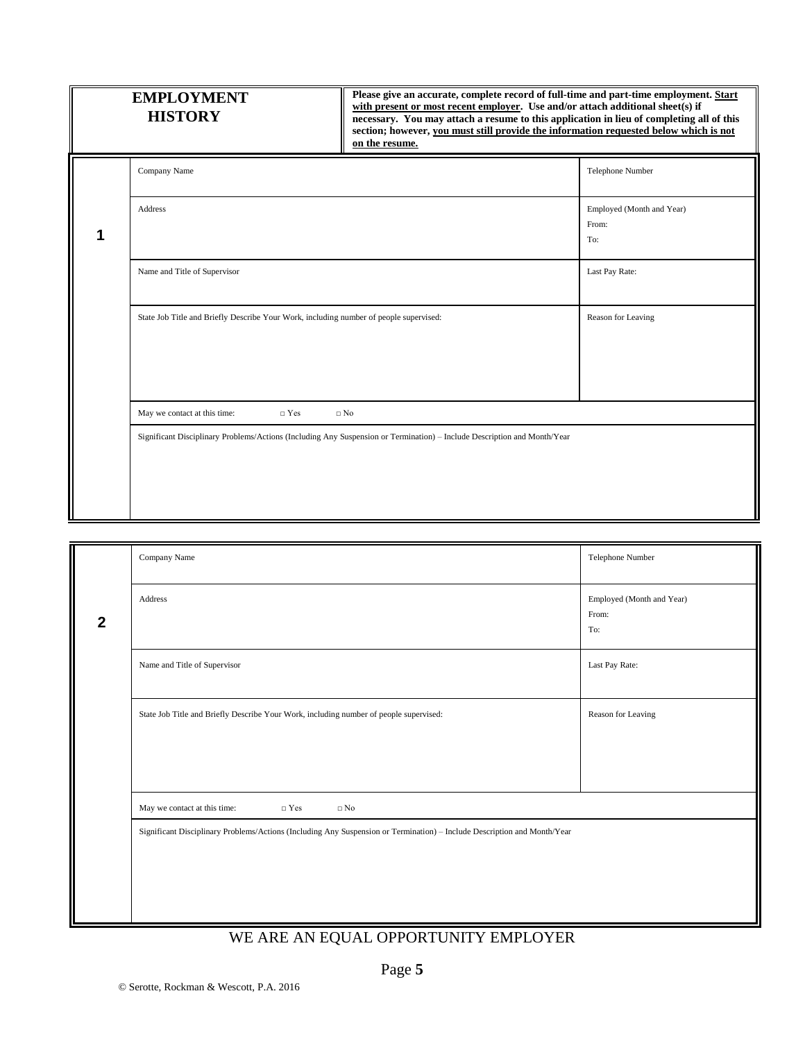| **EMPLOYMENT HISTORY** | **Please give an accurate, complete record of full-time and part-time employment. <u>Start with present or most recent employer</u>. Use and/or attach additional sheet(s) if necessary. You may attach a resume to this application in lieu of completing all of this section; however, <u>you must still provide the information requested below which is not on the resume.</u>** |
|---|---|

| | | |
|---|---|---|
| **1** | Company Name | Telephone Number |
| | Address | Employed (Month and Year)<br>From:<br>To: |
| | Name and Title of Supervisor | Last Pay Rate: |
| | State Job Title and Briefly Describe Your Work, including number of people supervised: | Reason for Leaving |
| | May we contact at this time: □ Yes □ No | |
| | Significant Disciplinary Problems/Actions (Including Any Suspension or Termination) – Include Description and Month/Year | |

| | | |
|---|---|---|
| **2** | Company Name | Telephone Number |
| | Address | Employed (Month and Year)<br>From:<br>To: |
| | Name and Title of Supervisor | Last Pay Rate: |
| | State Job Title and Briefly Describe Your Work, including number of people supervised: | Reason for Leaving |
| | May we contact at this time: □ Yes □ No | |
| | Significant Disciplinary Problems/Actions (Including Any Suspension or Termination) – Include Description and Month/Year | |

WE ARE AN EQUAL OPPORTUNITY EMPLOYER

© Serotte, Rockman & Wescott, P.A. 2016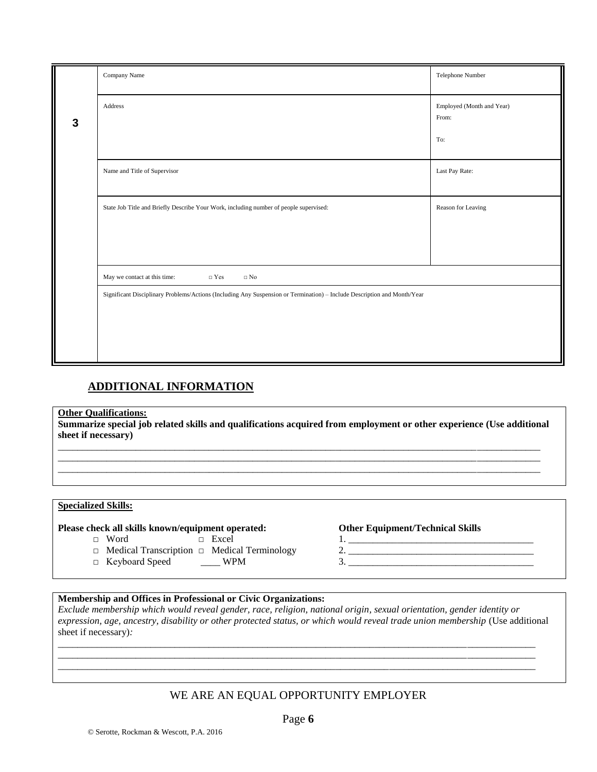| 3 | Company Name | Telephone Number |
|---|---|---|
| | Address | Employed (Month and Year)<br>From:<br><br>To: |
| | Name and Title of Supervisor | Last Pay Rate: |
| | State Job Title and Briefly Describe Your Work, including number of people supervised: | Reason for Leaving |
| | May we contact at this time: □ Yes □ No | |
| | Significant Disciplinary Problems/Actions (Including Any Suspension or Termination) – Include Description and Month/Year | |

## ADDITIONAL INFORMATION

**Other Qualifications:**
**Summarize special job related skills and qualifications acquired from employment or other experience (Use additional sheet if necessary)**

______________________________________________________________________________________________
______________________________________________________________________________________________
______________________________________________________________________________________________

**Specialized Skills:**

**Please check all skills known/equipment operated:**

- □ Word □ Excel
- □ Medical Transcription □ Medical Terminology
- □ Keyboard Speed ____ WPM

**Other Equipment/Technical Skills**

1. ____________________________________
2. ____________________________________
3. ____________________________________

**Membership and Offices in Professional or Civic Organizations:**
*Exclude membership which would reveal gender, race, religion, national origin, sexual orientation, gender identity or expression, age, ancestry, disability or other protected status, or which would reveal trade union membership* (Use additional sheet if necessary)*:*

______________________________________________________________________________________________
______________________________________________________________________________________________
______________________________________________________________________________________________

WE ARE AN EQUAL OPPORTUNITY EMPLOYER

© Serotte, Rockman & Wescott, P.A. 2016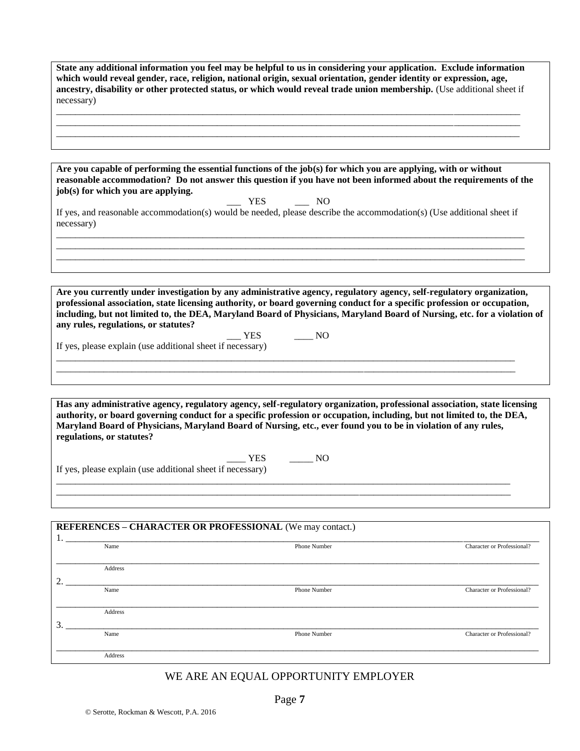**State any additional information you feel may be helpful to us in considering your application. Exclude information which would reveal gender, race, religion, national origin, sexual orientation, gender identity or expression, age, ancestry, disability or other protected status, or which would reveal trade union membership.** (Use additional sheet if necessary)

_______________________________________________________________________________________________
_______________________________________________________________________________________________
_______________________________________________________________________________________________

**Are you capable of performing the essential functions of the job(s) for which you are applying, with or without reasonable accommodation? Do not answer this question if you have not been informed about the requirements of the job(s) for which you are applying.**

___ YES ___ NO

If yes, and reasonable accommodation(s) would be needed, please describe the accommodation(s) (Use additional sheet if necessary)

_______________________________________________________________________________________________
_______________________________________________________________________________________________
_______________________________________________________________________________________________

**Are you currently under investigation by any administrative agency, regulatory agency, self-regulatory organization, professional association, state licensing authority, or board governing conduct for a specific profession or occupation, including, but not limited to, the DEA, Maryland Board of Physicians, Maryland Board of Nursing, etc. for a violation of any rules, regulations, or statutes?**

___ YES ____ NO

If yes, please explain (use additional sheet if necessary)

_______________________________________________________________________________________________
_______________________________________________________________________________________________

**Has any administrative agency, regulatory agency, self-regulatory organization, professional association, state licensing authority, or board governing conduct for a specific profession or occupation, including, but not limited to, the DEA, Maryland Board of Physicians, Maryland Board of Nursing, etc., ever found you to be in violation of any rules, regulations, or statutes?**

____ YES _____ NO

If yes, please explain (use additional sheet if necessary)

_______________________________________________________________________________________________
_______________________________________________________________________________________________

**REFERENCES – CHARACTER OR PROFESSIONAL** (We may contact.)

1. _______________________________________________________________________________________________
Name | Phone Number | Character or Professional?

_______________________________________________________________________________________________
Address

2. _______________________________________________________________________________________________
Name | Phone Number | Character or Professional?

_______________________________________________________________________________________________
Address

3. _______________________________________________________________________________________________
Name | Phone Number | Character or Professional?

_______________________________________________________________________________________________
Address

WE ARE AN EQUAL OPPORTUNITY EMPLOYER

© Serotte, Rockman & Wescott, P.A. 2016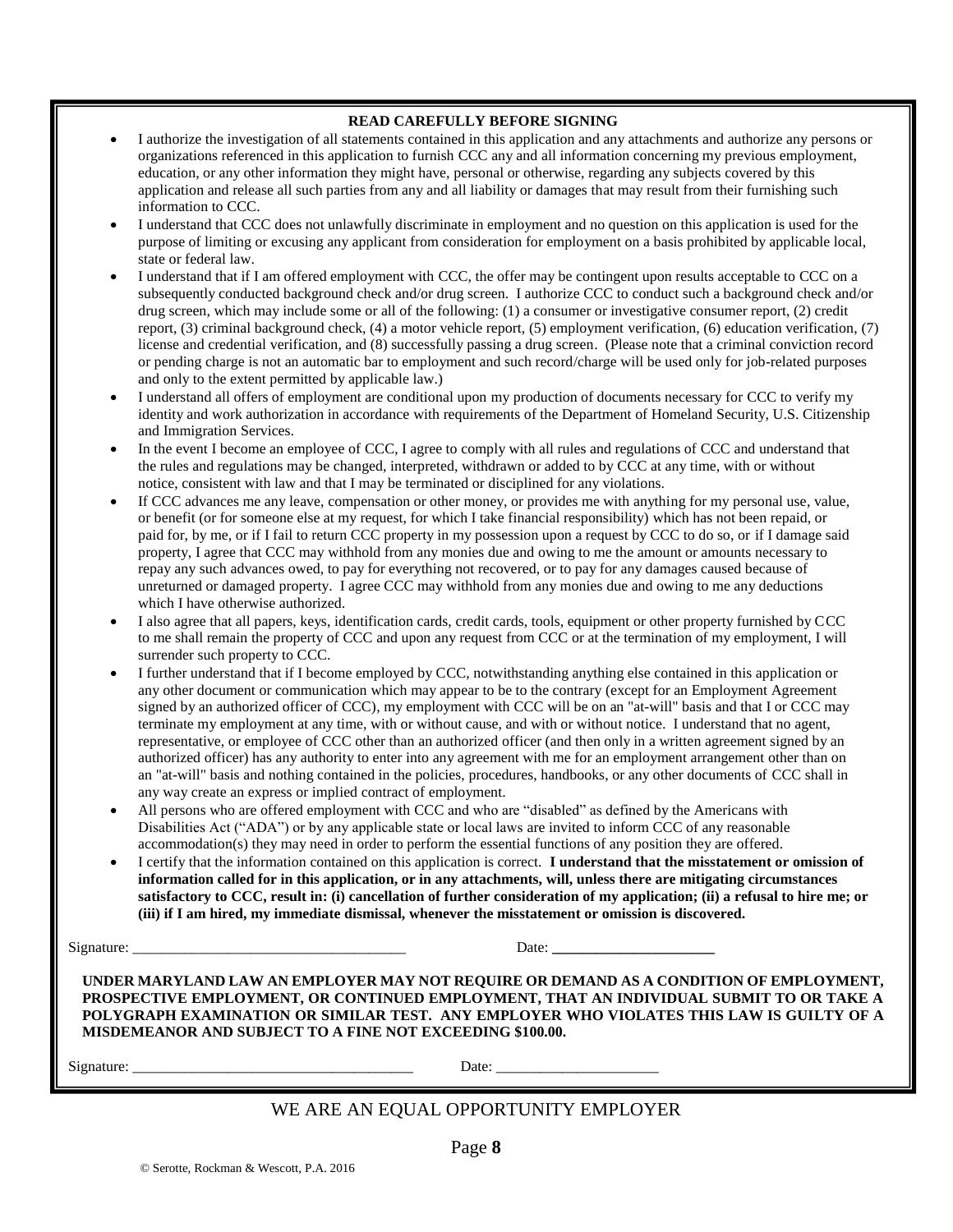**READ CAREFULLY BEFORE SIGNING**

- I authorize the investigation of all statements contained in this application and any attachments and authorize any persons or organizations referenced in this application to furnish CCC any and all information concerning my previous employment, education, or any other information they might have, personal or otherwise, regarding any subjects covered by this application and release all such parties from any and all liability or damages that may result from their furnishing such information to CCC.
- I understand that CCC does not unlawfully discriminate in employment and no question on this application is used for the purpose of limiting or excusing any applicant from consideration for employment on a basis prohibited by applicable local, state or federal law.
- I understand that if I am offered employment with CCC, the offer may be contingent upon results acceptable to CCC on a subsequently conducted background check and/or drug screen. I authorize CCC to conduct such a background check and/or drug screen, which may include some or all of the following: (1) a consumer or investigative consumer report, (2) credit report, (3) criminal background check, (4) a motor vehicle report, (5) employment verification, (6) education verification, (7) license and credential verification, and (8) successfully passing a drug screen. (Please note that a criminal conviction record or pending charge is not an automatic bar to employment and such record/charge will be used only for job-related purposes and only to the extent permitted by applicable law.)
- I understand all offers of employment are conditional upon my production of documents necessary for CCC to verify my identity and work authorization in accordance with requirements of the Department of Homeland Security, U.S. Citizenship and Immigration Services.
- In the event I become an employee of CCC, I agree to comply with all rules and regulations of CCC and understand that the rules and regulations may be changed, interpreted, withdrawn or added to by CCC at any time, with or without notice, consistent with law and that I may be terminated or disciplined for any violations.
- If CCC advances me any leave, compensation or other money, or provides me with anything for my personal use, value, or benefit (or for someone else at my request, for which I take financial responsibility) which has not been repaid, or paid for, by me, or if I fail to return CCC property in my possession upon a request by CCC to do so, or if I damage said property, I agree that CCC may withhold from any monies due and owing to me the amount or amounts necessary to repay any such advances owed, to pay for everything not recovered, or to pay for any damages caused because of unreturned or damaged property. I agree CCC may withhold from any monies due and owing to me any deductions which I have otherwise authorized.
- I also agree that all papers, keys, identification cards, credit cards, tools, equipment or other property furnished by CCC to me shall remain the property of CCC and upon any request from CCC or at the termination of my employment, I will surrender such property to CCC.
- I further understand that if I become employed by CCC, notwithstanding anything else contained in this application or any other document or communication which may appear to be to the contrary (except for an Employment Agreement signed by an authorized officer of CCC), my employment with CCC will be on an "at-will" basis and that I or CCC may terminate my employment at any time, with or without cause, and with or without notice. I understand that no agent, representative, or employee of CCC other than an authorized officer (and then only in a written agreement signed by an authorized officer) has any authority to enter into any agreement with me for an employment arrangement other than on an "at-will" basis and nothing contained in the policies, procedures, handbooks, or any other documents of CCC shall in any way create an express or implied contract of employment.
- All persons who are offered employment with CCC and who are "disabled" as defined by the Americans with Disabilities Act ("ADA") or by any applicable state or local laws are invited to inform CCC of any reasonable accommodation(s) they may need in order to perform the essential functions of any position they are offered.
- I certify that the information contained on this application is correct. **I understand that the misstatement or omission of information called for in this application, or in any attachments, will, unless there are mitigating circumstances satisfactory to CCC, result in: (i) cancellation of further consideration of my application; (ii) a refusal to hire me; or (iii) if I am hired, my immediate dismissal, whenever the misstatement or omission is discovered.**

Signature: ____________________________________ Date: ______________________

**UNDER MARYLAND LAW AN EMPLOYER MAY NOT REQUIRE OR DEMAND AS A CONDITION OF EMPLOYMENT, PROSPECTIVE EMPLOYMENT, OR CONTINUED EMPLOYMENT, THAT AN INDIVIDUAL SUBMIT TO OR TAKE A POLYGRAPH EXAMINATION OR SIMILAR TEST. ANY EMPLOYER WHO VIOLATES THIS LAW IS GUILTY OF A MISDEMEANOR AND SUBJECT TO A FINE NOT EXCEEDING $100.00.**

Signature: ______________________________________ Date: ______________________

WE ARE AN EQUAL OPPORTUNITY EMPLOYER

© Serotte, Rockman & Wescott, P.A. 2016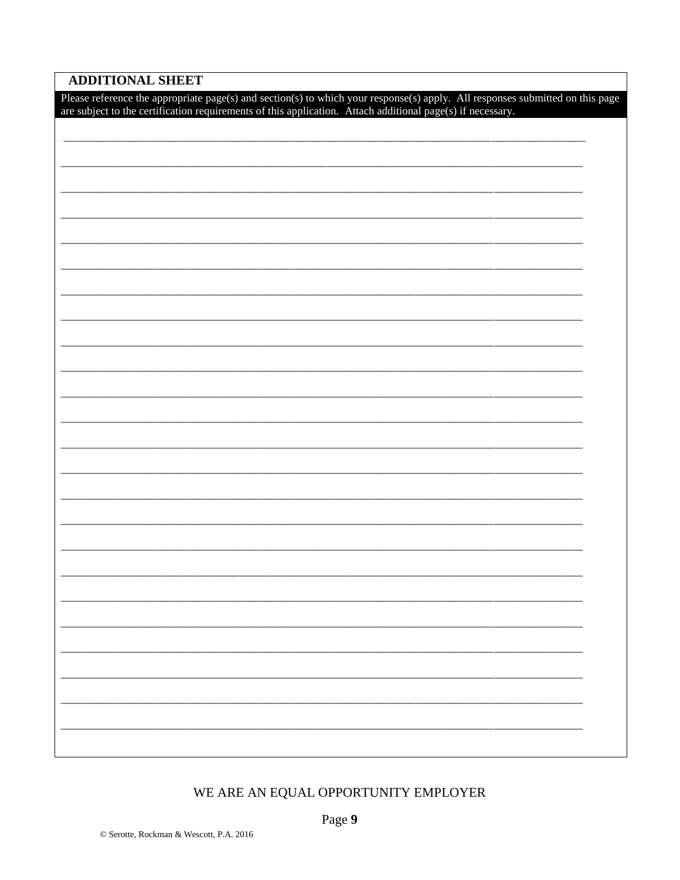## ADDITIONAL SHEET

Please reference the appropriate page(s) and section(s) to which your response(s) apply. All responses submitted on this page are subject to the certification requirements of this application. Attach additional page(s) if necessary.

WE ARE AN EQUAL OPPORTUNITY EMPLOYER

© Serotte, Rockman & Wescott, P.A. 2016